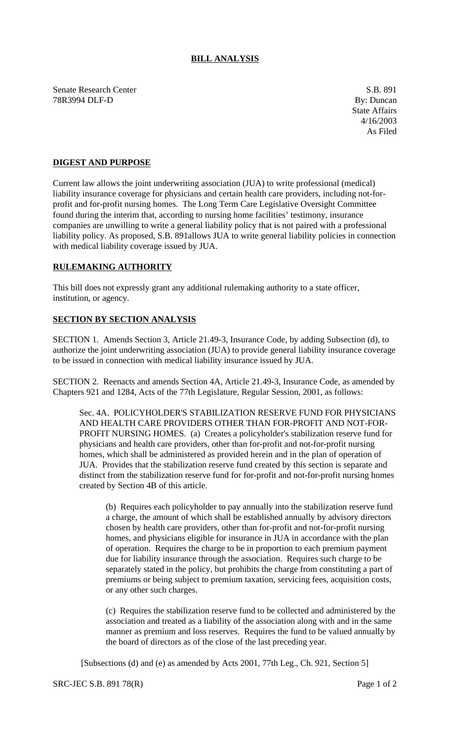# BILL ANALYSIS

Senate Research Center
78R3994 DLF-D

S.B. 891
By: Duncan
State Affairs
4/16/2003
As Filed

## DIGEST AND PURPOSE

Current law allows the joint underwriting association (JUA) to write professional (medical) liability insurance coverage for physicians and certain health care providers, including not-for-profit and for-profit nursing homes. The Long Term Care Legislative Oversight Committee found during the interim that, according to nursing home facilities' testimony, insurance companies are unwilling to write a general liability policy that is not paired with a professional liability policy. As proposed, S.B. 891allows JUA to write general liability policies in connection with medical liability coverage issued by JUA.

## RULEMAKING AUTHORITY

This bill does not expressly grant any additional rulemaking authority to a state officer, institution, or agency.

## SECTION BY SECTION ANALYSIS

SECTION 1. Amends Section 3, Article 21.49-3, Insurance Code, by adding Subsection (d), to authorize the joint underwriting association (JUA) to provide general liability insurance coverage to be issued in connection with medical liability insurance issued by JUA.

SECTION 2. Reenacts and amends Section 4A, Article 21.49-3, Insurance Code, as amended by Chapters 921 and 1284, Acts of the 77th Legislature, Regular Session, 2001, as follows:

Sec. 4A. POLICYHOLDER'S STABILIZATION RESERVE FUND FOR PHYSICIANS AND HEALTH CARE PROVIDERS OTHER THAN FOR-PROFIT AND NOT-FOR-PROFIT NURSING HOMES. (a) Creates a policyholder's stabilization reserve fund for physicians and health care providers, other than for-profit and not-for-profit nursing homes, which shall be administered as provided herein and in the plan of operation of JUA. Provides that the stabilization reserve fund created by this section is separate and distinct from the stabilization reserve fund for for-profit and not-for-profit nursing homes created by Section 4B of this article.

(b) Requires each policyholder to pay annually into the stabilization reserve fund a charge, the amount of which shall be established annually by advisory directors chosen by health care providers, other than for-profit and not-for-profit nursing homes, and physicians eligible for insurance in JUA in accordance with the plan of operation. Requires the charge to be in proportion to each premium payment due for liability insurance through the association. Requires such charge to be separately stated in the policy, but prohibits the charge from constituting a part of premiums or being subject to premium taxation, servicing fees, acquisition costs, or any other such charges.

(c) Requires the stabilization reserve fund to be collected and administered by the association and treated as a liability of the association along with and in the same manner as premium and loss reserves. Requires the fund to be valued annually by the board of directors as of the close of the last preceding year.

[Subsections (d) and (e) as amended by Acts 2001, 77th Leg., Ch. 921, Section 5]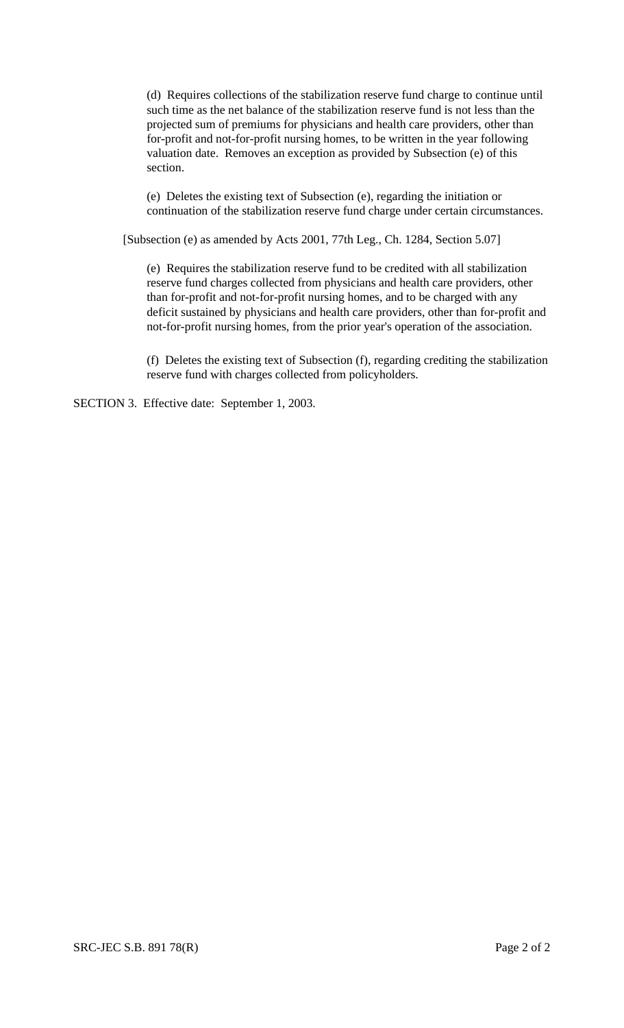(d) Requires collections of the stabilization reserve fund charge to continue until such time as the net balance of the stabilization reserve fund is not less than the projected sum of premiums for physicians and health care providers, other than for-profit and not-for-profit nursing homes, to be written in the year following valuation date. Removes an exception as provided by Subsection (e) of this section.

(e) Deletes the existing text of Subsection (e), regarding the initiation or continuation of the stabilization reserve fund charge under certain circumstances.

[Subsection (e) as amended by Acts 2001, 77th Leg., Ch. 1284, Section 5.07]

(e) Requires the stabilization reserve fund to be credited with all stabilization reserve fund charges collected from physicians and health care providers, other than for-profit and not-for-profit nursing homes, and to be charged with any deficit sustained by physicians and health care providers, other than for-profit and not-for-profit nursing homes, from the prior year's operation of the association.

(f) Deletes the existing text of Subsection (f), regarding crediting the stabilization reserve fund with charges collected from policyholders.

SECTION 3. Effective date: September 1, 2003.